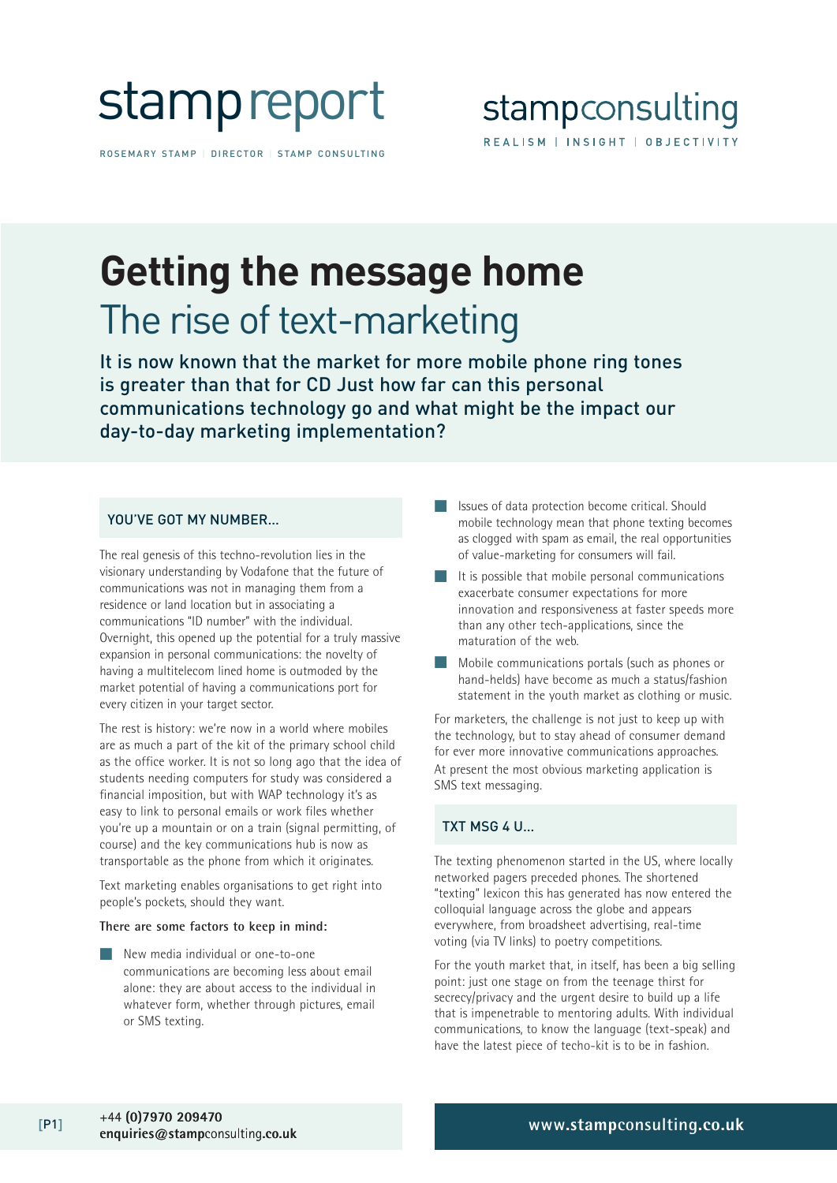stamp report

ROSEMARY STAMP | DIRECTOR | STAMP CONSULTING

stampconsulting

REALISM | INSIGHT | OBJECTIVITY

# Getting the message home

## The rise of text-marketing

It is now known that the market for more mobile phone ring tones is greater than that for CD Just how far can this personal communications technology go and what might be the impact our day-to-day marketing implementation?

### YOU'VE GOT MY NUMBER...

The real genesis of this techno-revolution lies in the visionary understanding by Vodafone that the future of communications was not in managing them from a residence or land location but in associating a communications "ID number" with the individual. Overnight, this opened up the potential for a truly massive expansion in personal communications: the novelty of having a multitelecom lined home is outmoded by the market potential of having a communications port for every citizen in your target sector.

The rest is history: we're now in a world where mobiles are as much a part of the kit of the primary school child as the office worker. It is not so long ago that the idea of students needing computers for study was considered a financial imposition, but with WAP technology it's as easy to link to personal emails or work files whether you're up a mountain or on a train (signal permitting, of course) and the key communications hub is now as transportable as the phone from which it originates.

Text marketing enables organisations to get right into people's pockets, should they want.

**There are some factors to keep in mind:**

- New media individual or one-to-one communications are becoming less about email alone: they are about access to the individual in whatever form, whether through pictures, email or SMS texting.
- Issues of data protection become critical. Should mobile technology mean that phone texting becomes as clogged with spam as email, the real opportunities of value-marketing for consumers will fail.
- It is possible that mobile personal communications exacerbate consumer expectations for more innovation and responsiveness at faster speeds more than any other tech-applications, since the maturation of the web.
- Mobile communications portals (such as phones or hand-helds) have become as much a status/fashion statement in the youth market as clothing or music.

For marketers, the challenge is not just to keep up with the technology, but to stay ahead of consumer demand for ever more innovative communications approaches. At present the most obvious marketing application is SMS text messaging.

### TXT MSG 4 U...

The texting phenomenon started in the US, where locally networked pagers preceded phones. The shortened "texting" lexicon this has generated has now entered the colloquial language across the globe and appears everywhere, from broadsheet advertising, real-time voting (via TV links) to poetry competitions.

For the youth market that, in itself, has been a big selling point: just one stage on from the teenage thirst for secrecy/privacy and the urgent desire to build up a life that is impenetrable to mentoring adults. With individual communications, to know the language (text-speak) and have the latest piece of techo-kit is to be in fashion.

+44 (0)7970 209470
enquiries@stampconsulting.co.uk

www.stampconsulting.co.uk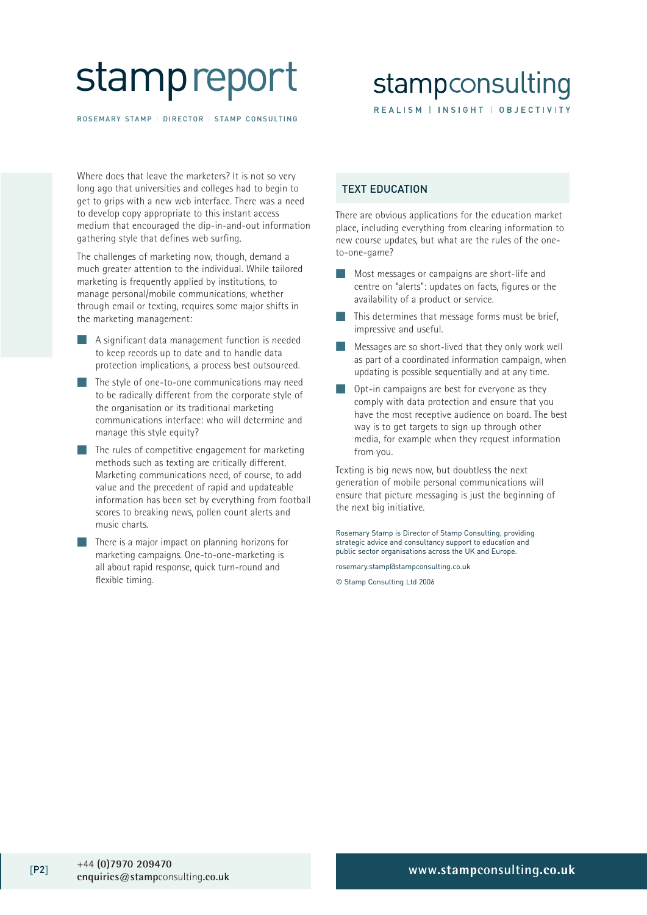Where does that leave the marketers? It is not so very long ago that universities and colleges had to begin to get to grips with a new web interface. There was a need to develop copy appropriate to this instant access medium that encouraged the dip-in-and-out information gathering style that defines web surfing.

The challenges of marketing now, though, demand a much greater attention to the individual. While tailored marketing is frequently applied by institutions, to manage personal/mobile communications, whether through email or texting, requires some major shifts in the marketing management:

- A significant data management function is needed to keep records up to date and to handle data protection implications, a process best outsourced.
- The style of one-to-one communications may need to be radically different from the corporate style of the organisation or its traditional marketing communications interface: who will determine and manage this style equity?
- The rules of competitive engagement for marketing methods such as texting are critically different. Marketing communications need, of course, to add value and the precedent of rapid and updateable information has been set by everything from football scores to breaking news, pollen count alerts and music charts.
- There is a major impact on planning horizons for marketing campaigns. One-to-one-marketing is all about rapid response, quick turn-round and flexible timing.

## TEXT EDUCATION

There are obvious applications for the education market place, including everything from clearing information to new course updates, but what are the rules of the one-to-one-game?

- Most messages or campaigns are short-life and centre on "alerts": updates on facts, figures or the availability of a product or service.
- This determines that message forms must be brief, impressive and useful.
- Messages are so short-lived that they only work well as part of a coordinated information campaign, when updating is possible sequentially and at any time.
- Opt-in campaigns are best for everyone as they comply with data protection and ensure that you have the most receptive audience on board. The best way is to get targets to sign up through other media, for example when they request information from you.

Texting is big news now, but doubtless the next generation of mobile personal communications will ensure that picture messaging is just the beginning of the next big initiative.

Rosemary Stamp is Director of Stamp Consulting, providing strategic advice and consultancy support to education and public sector organisations across the UK and Europe.

rosemary.stamp@stampconsulting.co.uk

© Stamp Consulting Ltd 2006